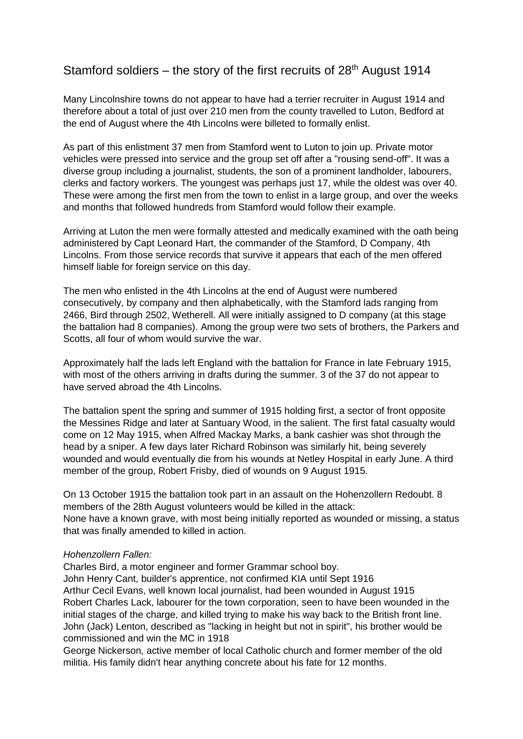# Stamford soldiers – the story of the first recruits of 28th August 1914

Many Lincolnshire towns do not appear to have had a terrier recruiter in August 1914 and therefore about a total of just over 210 men from the county travelled to Luton, Bedford at the end of August where the 4th Lincolns were billeted to formally enlist.

As part of this enlistment 37 men from Stamford went to Luton to join up. Private motor vehicles were pressed into service and the group set off after a "rousing send-off". It was a diverse group including a journalist, students, the son of a prominent landholder, labourers, clerks and factory workers. The youngest was perhaps just 17, while the oldest was over 40. These were among the first men from the town to enlist in a large group, and over the weeks and months that followed hundreds from Stamford would follow their example.

Arriving at Luton the men were formally attested and medically examined with the oath being administered by Capt Leonard Hart, the commander of the Stamford, D Company, 4th Lincolns. From those service records that survive it appears that each of the men offered himself liable for foreign service on this day.

The men who enlisted in the 4th Lincolns at the end of August were numbered consecutively, by company and then alphabetically, with the Stamford lads ranging from 2466, Bird through 2502, Wetherell. All were initially assigned to D company (at this stage the battalion had 8 companies). Among the group were two sets of brothers, the Parkers and Scotts, all four of whom would survive the war.

Approximately half the lads left England with the battalion for France in late February 1915, with most of the others arriving in drafts during the summer. 3 of the 37 do not appear to have served abroad the 4th Lincolns.

The battalion spent the spring and summer of 1915 holding first, a sector of front opposite the Messines Ridge and later at Santuary Wood, in the salient. The first fatal casualty would come on 12 May 1915, when Alfred Mackay Marks, a bank cashier was shot through the head by a sniper. A few days later Richard Robinson was similarly hit, being severely wounded and would eventually die from his wounds at Netley Hospital in early June. A third member of the group, Robert Frisby, died of wounds on 9 August 1915.

On 13 October 1915 the battalion took part in an assault on the Hohenzollern Redoubt. 8 members of the 28th August volunteers would be killed in the attack:
None have a known grave, with most being initially reported as wounded or missing, a status that was finally amended to killed in action.

*Hohenzollern Fallen:*

Charles Bird, a motor engineer and former Grammar school boy.
John Henry Cant, builder's apprentice, not confirmed KIA until Sept 1916
Arthur Cecil Evans, well known local journalist, had been wounded in August 1915
Robert Charles Lack, labourer for the town corporation, seen to have been wounded in the initial stages of the charge, and killed trying to make his way back to the British front line.
John (Jack) Lenton, described as "lacking in height but not in spirit", his brother would be commissioned and win the MC in 1918
George Nickerson, active member of local Catholic church and former member of the old militia. His family didn't hear anything concrete about his fate for 12 months.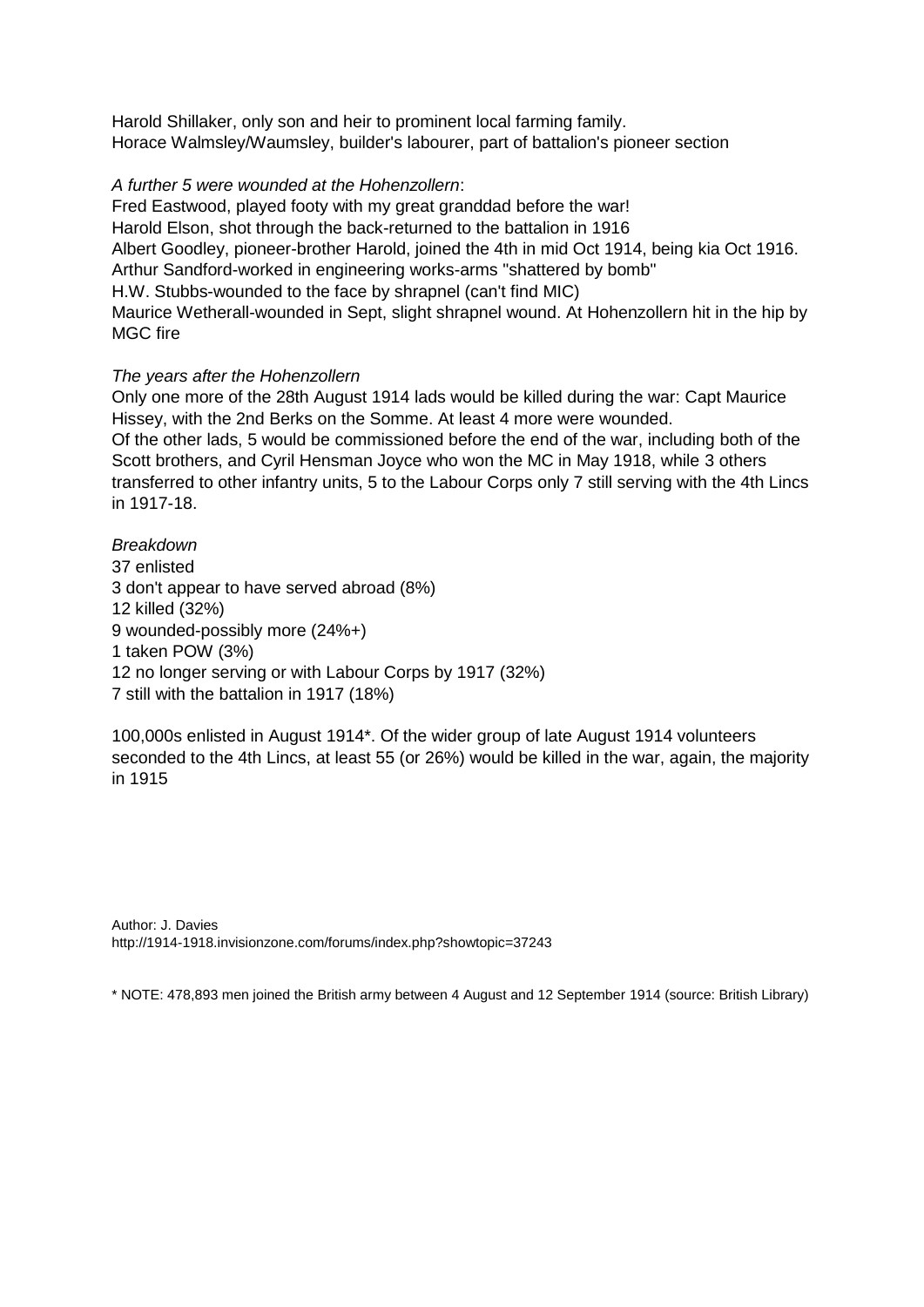Harold Shillaker, only son and heir to prominent local farming family.
Horace Walmsley/Waumsley, builder's labourer, part of battalion's pioneer section

*A further 5 were wounded at the Hohenzollern*:
Fred Eastwood, played footy with my great granddad before the war!
Harold Elson, shot through the back-returned to the battalion in 1916
Albert Goodley, pioneer-brother Harold, joined the 4th in mid Oct 1914, being kia Oct 1916.
Arthur Sandford-worked in engineering works-arms "shattered by bomb"
H.W. Stubbs-wounded to the face by shrapnel (can't find MIC)
Maurice Wetherall-wounded in Sept, slight shrapnel wound. At Hohenzollern hit in the hip by MGC fire

*The years after the Hohenzollern*
Only one more of the 28th August 1914 lads would be killed during the war: Capt Maurice Hissey, with the 2nd Berks on the Somme. At least 4 more were wounded.
Of the other lads, 5 would be commissioned before the end of the war, including both of the Scott brothers, and Cyril Hensman Joyce who won the MC in May 1918, while 3 others transferred to other infantry units, 5 to the Labour Corps only 7 still serving with the 4th Lincs in 1917-18.

*Breakdown*
37 enlisted
3 don't appear to have served abroad (8%)
12 killed (32%)
9 wounded-possibly more (24%+)
1 taken POW (3%)
12 no longer serving or with Labour Corps by 1917 (32%)
7 still with the battalion in 1917 (18%)

100,000s enlisted in August 1914*. Of the wider group of late August 1914 volunteers seconded to the 4th Lincs, at least 55 (or 26%) would be killed in the war, again, the majority in 1915

Author: J. Davies
http://1914-1918.invisionzone.com/forums/index.php?showtopic=37243

* NOTE: 478,893 men joined the British army between 4 August and 12 September 1914 (source: British Library)